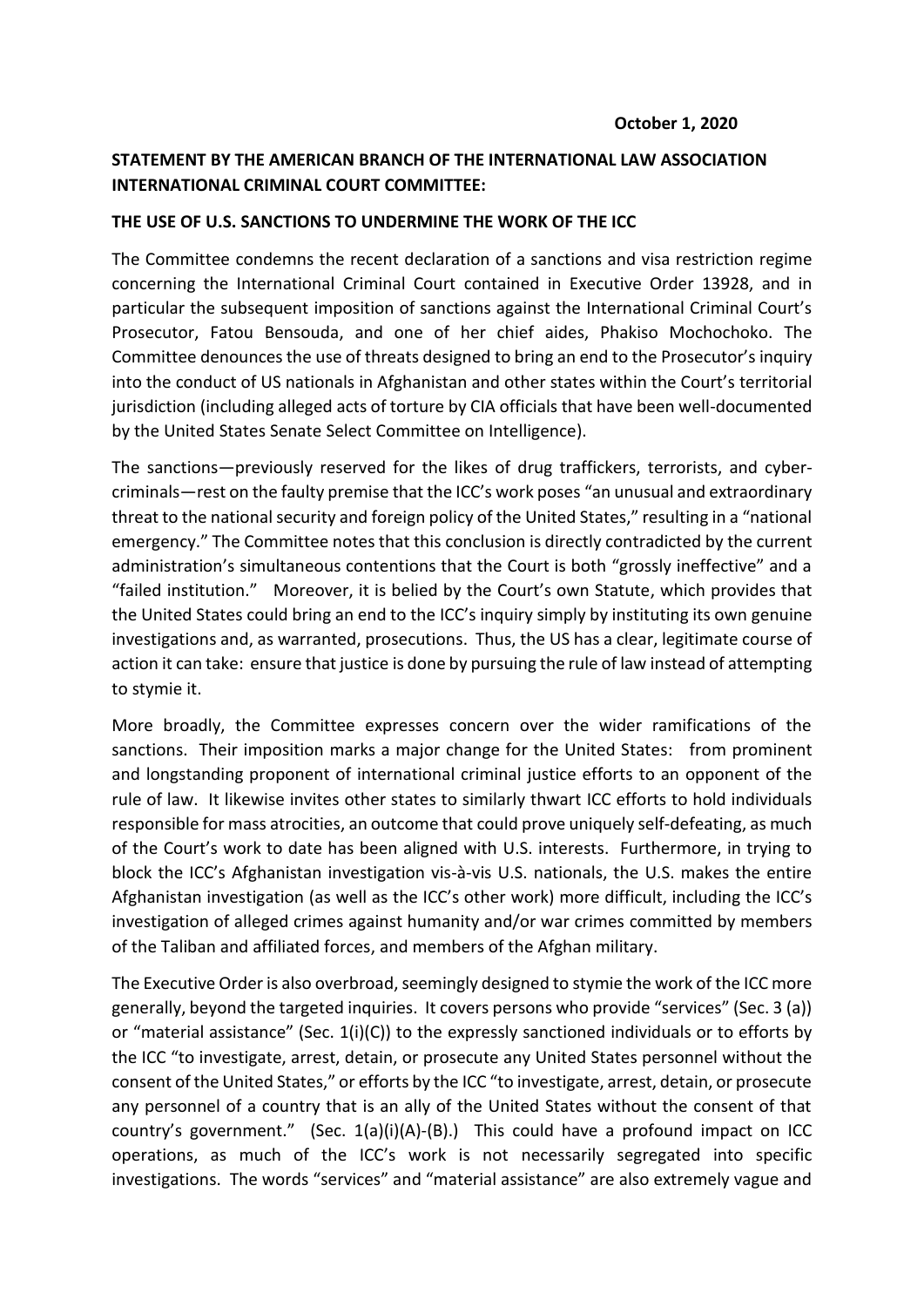**October 1, 2020**

**STATEMENT BY THE AMERICAN BRANCH OF THE INTERNATIONAL LAW ASSOCIATION INTERNATIONAL CRIMINAL COURT COMMITTEE:**

**THE USE OF U.S. SANCTIONS TO UNDERMINE THE WORK OF THE ICC**

The Committee condemns the recent declaration of a sanctions and visa restriction regime concerning the International Criminal Court contained in Executive Order 13928, and in particular the subsequent imposition of sanctions against the International Criminal Court's Prosecutor, Fatou Bensouda, and one of her chief aides, Phakiso Mochochoko. The Committee denounces the use of threats designed to bring an end to the Prosecutor's inquiry into the conduct of US nationals in Afghanistan and other states within the Court's territorial jurisdiction (including alleged acts of torture by CIA officials that have been well-documented by the United States Senate Select Committee on Intelligence).

The sanctions—previously reserved for the likes of drug traffickers, terrorists, and cyber-criminals—rest on the faulty premise that the ICC's work poses "an unusual and extraordinary threat to the national security and foreign policy of the United States," resulting in a "national emergency." The Committee notes that this conclusion is directly contradicted by the current administration's simultaneous contentions that the Court is both "grossly ineffective" and a "failed institution." Moreover, it is belied by the Court's own Statute, which provides that the United States could bring an end to the ICC's inquiry simply by instituting its own genuine investigations and, as warranted, prosecutions. Thus, the US has a clear, legitimate course of action it can take: ensure that justice is done by pursuing the rule of law instead of attempting to stymie it.

More broadly, the Committee expresses concern over the wider ramifications of the sanctions. Their imposition marks a major change for the United States: from prominent and longstanding proponent of international criminal justice efforts to an opponent of the rule of law. It likewise invites other states to similarly thwart ICC efforts to hold individuals responsible for mass atrocities, an outcome that could prove uniquely self-defeating, as much of the Court's work to date has been aligned with U.S. interests. Furthermore, in trying to block the ICC's Afghanistan investigation vis-à-vis U.S. nationals, the U.S. makes the entire Afghanistan investigation (as well as the ICC's other work) more difficult, including the ICC's investigation of alleged crimes against humanity and/or war crimes committed by members of the Taliban and affiliated forces, and members of the Afghan military.

The Executive Order is also overbroad, seemingly designed to stymie the work of the ICC more generally, beyond the targeted inquiries. It covers persons who provide "services" (Sec. 3 (a)) or "material assistance" (Sec. 1(i)(C)) to the expressly sanctioned individuals or to efforts by the ICC "to investigate, arrest, detain, or prosecute any United States personnel without the consent of the United States," or efforts by the ICC "to investigate, arrest, detain, or prosecute any personnel of a country that is an ally of the United States without the consent of that country's government." (Sec. 1(a)(i)(A)-(B).) This could have a profound impact on ICC operations, as much of the ICC's work is not necessarily segregated into specific investigations. The words "services" and "material assistance" are also extremely vague and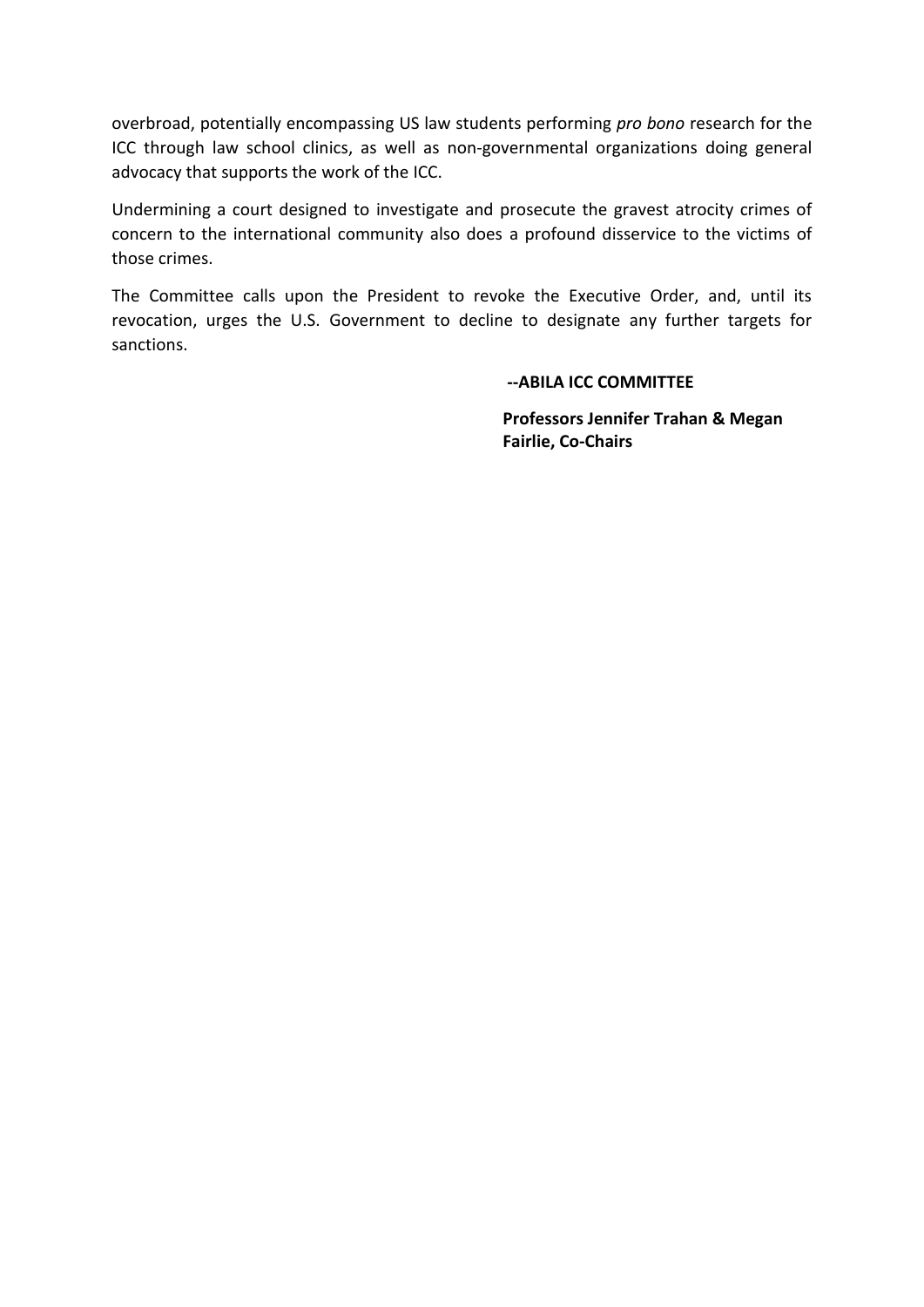overbroad, potentially encompassing US law students performing *pro bono* research for the ICC through law school clinics, as well as non-governmental organizations doing general advocacy that supports the work of the ICC.

Undermining a court designed to investigate and prosecute the gravest atrocity crimes of concern to the international community also does a profound disservice to the victims of those crimes.

The Committee calls upon the President to revoke the Executive Order, and, until its revocation, urges the U.S. Government to decline to designate any further targets for sanctions.

**--ABILA ICC COMMITTEE**

**Professors Jennifer Trahan & Megan Fairlie, Co-Chairs**